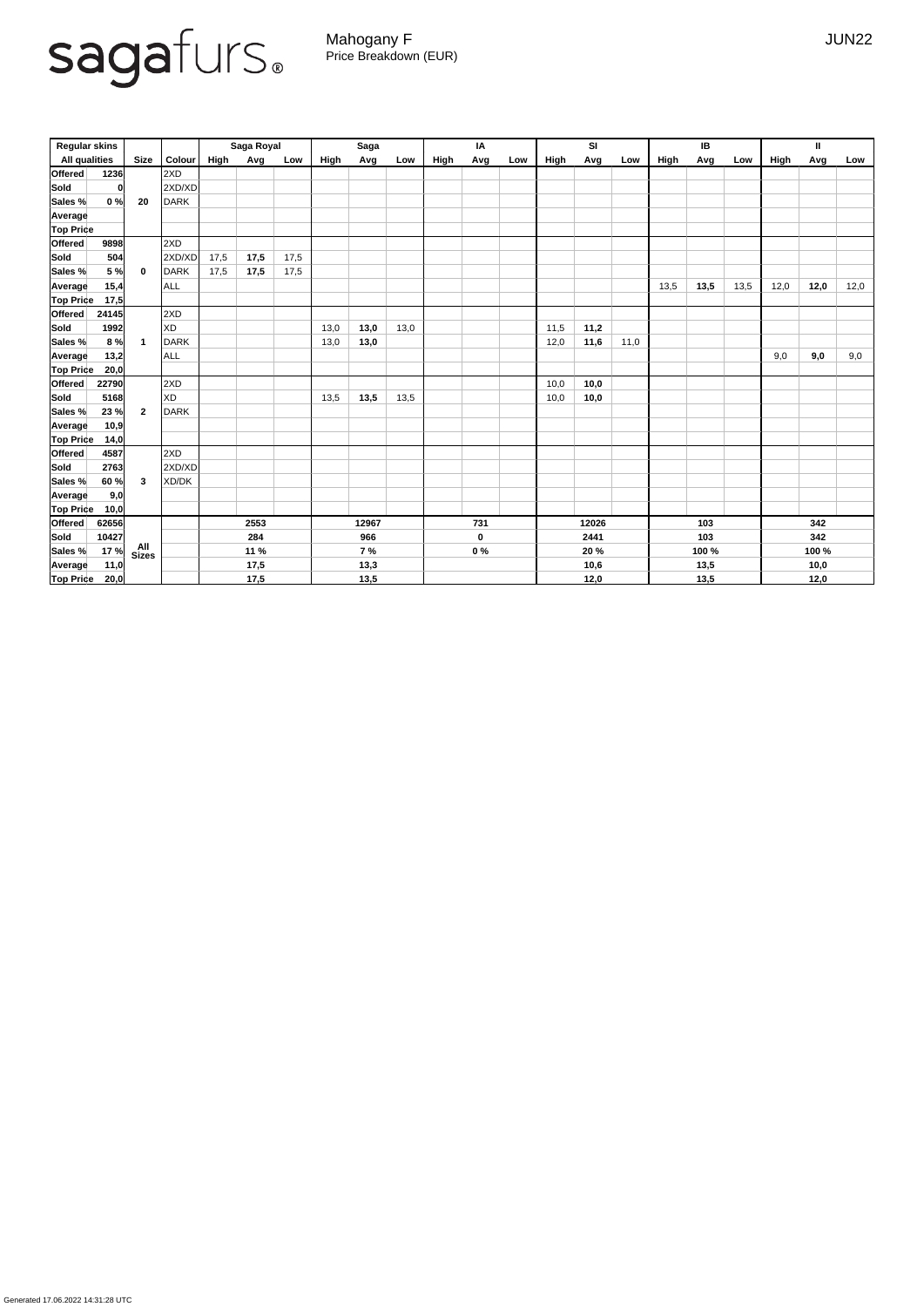sagafurs®

Mahogany F
Price Breakdown (EUR)

JUN22

| Regular skins | | | | Saga Royal | | | Saga | | | IA | | | SI | | | IB | | | II | | |
|---|---|---|---|---|---|---|---|---|---|---|---|---|---|---|---|---|---|---|---|---|---|
| All qualities | | Size | Colour | High | Avg | Low | High | Avg | Low | High | Avg | Low | High | Avg | Low | High | Avg | Low | High | Avg | Low |
| Offered | 1236 | 20 | 2XD | | | | | | | | | | | | | | | | | | |
| Sold | 0 | | 2XD/XD | | | | | | | | | | | | | | | | | | |
| Sales % | 0 % | | DARK | | | | | | | | | | | | | | | | | | |
| Average | | | | | | | | | | | | | | | | | | | | | |
| Top Price | | | | | | | | | | | | | | | | | | | | | |
| Offered | 9898 | 0 | 2XD | | | | | | | | | | | | | | | | | | |
| Sold | 504 | | 2XD/XD | 17,5 | **17,5** | 17,5 | | | | | | | | | | | | | | | |
| Sales % | 5 % | | DARK | 17,5 | **17,5** | 17,5 | | | | | | | | | | | | | | | |
| Average | 15,4 | | ALL | | | | | | | | | | | | | 13,5 | **13,5** | 13,5 | 12,0 | **12,0** | 12,0 |
| Top Price | 17,5 | | | | | | | | | | | | | | | | | | | | |
| Offered | 24145 | 1 | 2XD | | | | | | | | | | | | | | | | | | |
| Sold | 1992 | | XD | | | | 13,0 | **13,0** | 13,0 | | | | 11,5 | **11,2** | | | | | | | |
| Sales % | 8 % | | DARK | | | | 13,0 | **13,0** | | | | | 12,0 | **11,6** | 11,0 | | | | | | |
| Average | 13,2 | | ALL | | | | | | | | | | | | | | | | 9,0 | **9,0** | 9,0 |
| Top Price | 20,0 | | | | | | | | | | | | | | | | | | | | |
| Offered | 22790 | 2 | 2XD | | | | | | | | | | 10,0 | **10,0** | | | | | | | |
| Sold | 5168 | | XD | | | | 13,5 | **13,5** | 13,5 | | | | 10,0 | **10,0** | | | | | | | |
| Sales % | 23 % | | DARK | | | | | | | | | | | | | | | | | | |
| Average | 10,9 | | | | | | | | | | | | | | | | | | | | |
| Top Price | 14,0 | | | | | | | | | | | | | | | | | | | | |
| Offered | 4587 | 3 | 2XD | | | | | | | | | | | | | | | | | | |
| Sold | 2763 | | 2XD/XD | | | | | | | | | | | | | | | | | | |
| Sales % | 60 % | | XD/DK | | | | | | | | | | | | | | | | | | |
| Average | 9,0 | | | | | | | | | | | | | | | | | | | | |
| Top Price | 10,0 | | | | | | | | | | | | | | | | | | | | |
| Offered | 62656 | All Sizes | | | 2553 | | | 12967 | | | 731 | | | 12026 | | | 103 | | | 342 | |
| Sold | 10427 | | | | 284 | | | 966 | | | 0 | | | 2441 | | | 103 | | | 342 | |
| Sales % | 17 % | | | | 11 % | | | 7 % | | | 0 % | | | 20 % | | | 100 % | | | 100 % | |
| Average | 11,0 | | | | 17,5 | | | 13,3 | | | | | | 10,6 | | | 13,5 | | | 10,0 | |
| Top Price | 20,0 | | | | 17,5 | | | 13,5 | | | | | | 12,0 | | | 13,5 | | | 12,0 | |

Generated 17.06.2022 14:31:28 UTC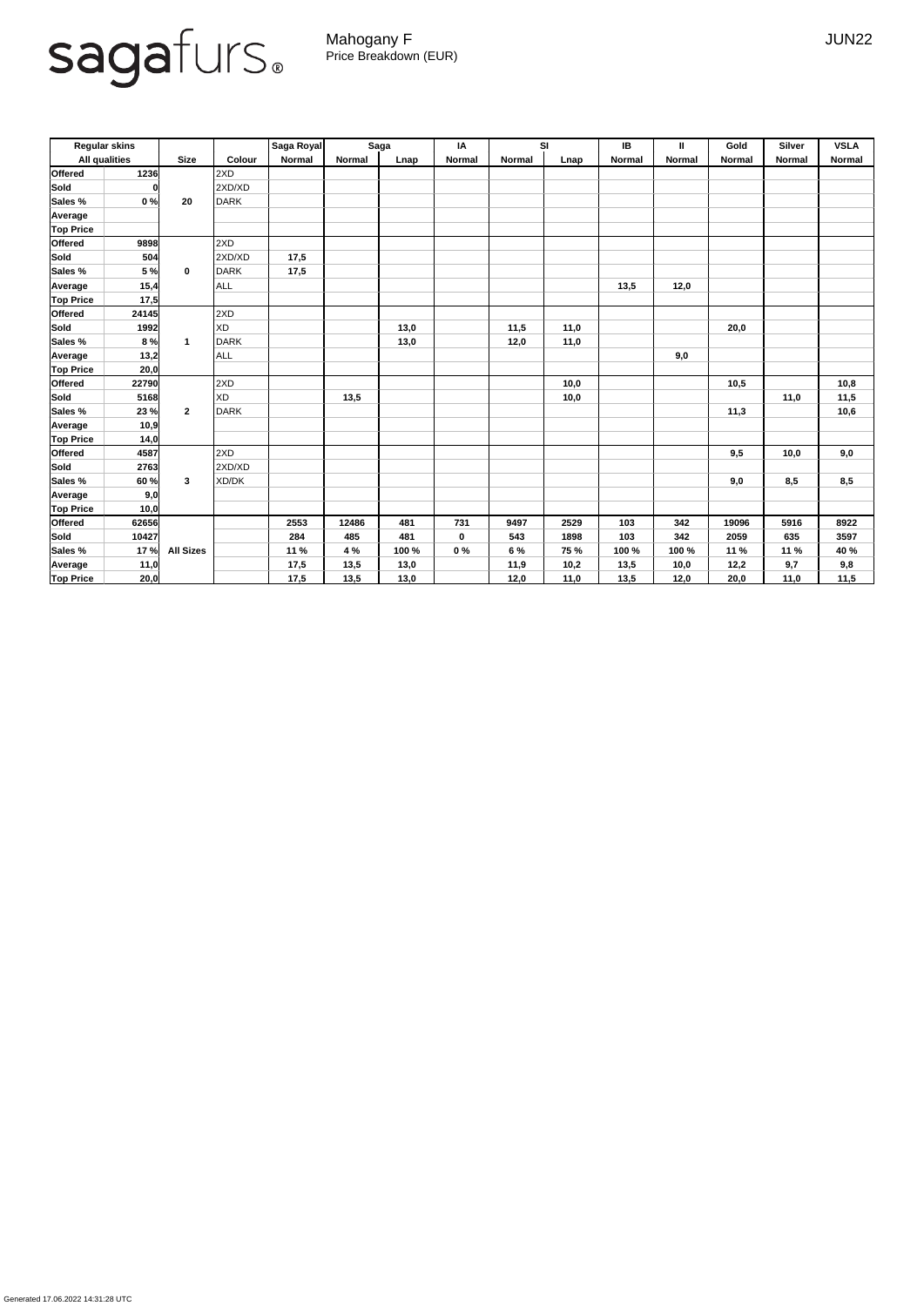# Mahogany F
Price Breakdown (EUR)

JUN22

| Regular skins | | | | Saga Royal | Saga | | IA | SI | | IB | II | Gold | Silver | VSLA |
|---|---|---|---|---|---|---|---|---|---|---|---|---|---|---|
| All qualities | | Size | Colour | Normal | Normal | Lnap | Normal | Normal | Lnap | Normal | Normal | Normal | Normal | Normal |
| Offered | 1236 | 20 | 2XD | | | | | | | | | | | |
| Sold | 0 | | 2XD/XD | | | | | | | | | | | |
| Sales % | 0 % | | DARK | | | | | | | | | | | |
| Average | | | | | | | | | | | | | | |
| Top Price | | | | | | | | | | | | | | |
| Offered | 9898 | 0 | 2XD | | | | | | | | | | | |
| Sold | 504 | | 2XD/XD | 17,5 | | | | | | | | | | |
| Sales % | 5 % | | DARK | 17,5 | | | | | | | | | | |
| Average | 15,4 | | ALL | | | | | | | 13,5 | 12,0 | | | |
| Top Price | 17,5 | | | | | | | | | | | | | |
| Offered | 24145 | 1 | 2XD | | | | | | | | | | | |
| Sold | 1992 | | XD | | | 13,0 | | 11,5 | 11,0 | | | 20,0 | | |
| Sales % | 8 % | | DARK | | | 13,0 | | 12,0 | 11,0 | | | | | |
| Average | 13,2 | | ALL | | | | | | | | 9,0 | | | |
| Top Price | 20,0 | | | | | | | | | | | | | |
| Offered | 22790 | 2 | 2XD | | | | | | 10,0 | | | 10,5 | | 10,8 |
| Sold | 5168 | | XD | | 13,5 | | | | 10,0 | | | | 11,0 | 11,5 |
| Sales % | 23 % | | DARK | | | | | | | | | 11,3 | | 10,6 |
| Average | 10,9 | | | | | | | | | | | | | |
| Top Price | 14,0 | | | | | | | | | | | | | |
| Offered | 4587 | 3 | 2XD | | | | | | | | | 9,5 | 10,0 | 9,0 |
| Sold | 2763 | | 2XD/XD | | | | | | | | | | | |
| Sales % | 60 % | | XD/DK | | | | | | | | | 9,0 | 8,5 | 8,5 |
| Average | 9,0 | | | | | | | | | | | | | |
| Top Price | 10,0 | | | | | | | | | | | | | |
| Offered | 62656 | All Sizes | | 2553 | 12486 | 481 | 731 | 9497 | 2529 | 103 | 342 | 19096 | 5916 | 8922 |
| Sold | 10427 | | | 284 | 485 | 481 | 0 | 543 | 1898 | 103 | 342 | 2059 | 635 | 3597 |
| Sales % | 17 % | | | 11 % | 4 % | 100 % | 0 % | 6 % | 75 % | 100 % | 100 % | 11 % | 11 % | 40 % |
| Average | 11,0 | | | 17,5 | 13,5 | 13,0 | | 11,9 | 10,2 | 13,5 | 10,0 | 12,2 | 9,7 | 9,8 |
| Top Price | 20,0 | | | 17,5 | 13,5 | 13,0 | | 12,0 | 11,0 | 13,5 | 12,0 | 20,0 | 11,0 | 11,5 |

Generated 17.06.2022 14:31:28 UTC